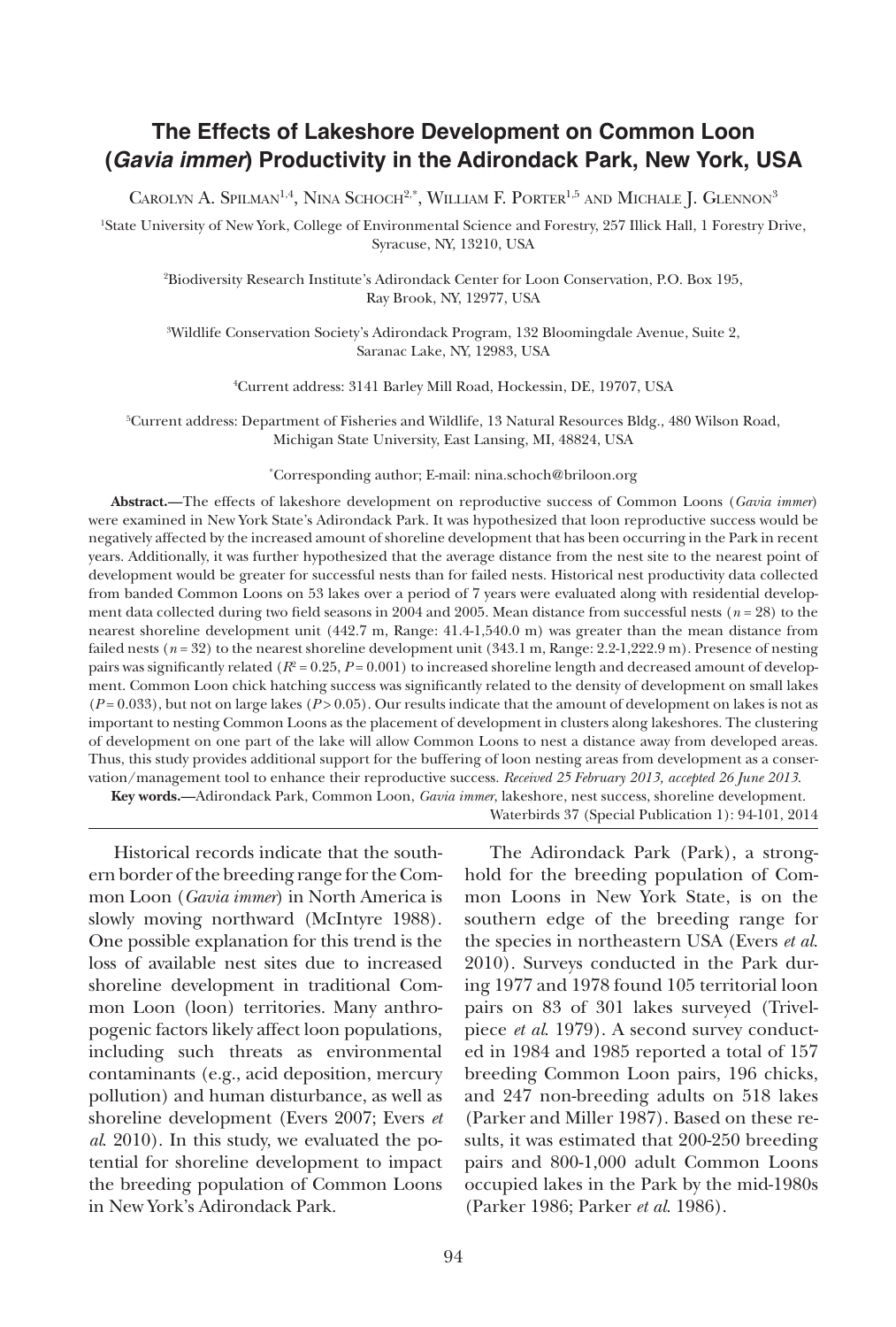# The Effects of Lakeshore Development on Common Loon (*Gavia immer*) Productivity in the Adirondack Park, New York, USA

Carolyn A. Spilman[1,4], Nina Schoch[2,*], William F. Porter[1,5] and Michale J. Glennon[3]

[1]State University of New York, College of Environmental Science and Forestry, 257 Illick Hall, 1 Forestry Drive, Syracuse, NY, 13210, USA

[2]Biodiversity Research Institute's Adirondack Center for Loon Conservation, P.O. Box 195, Ray Brook, NY, 12977, USA

[3]Wildlife Conservation Society's Adirondack Program, 132 Bloomingdale Avenue, Suite 2, Saranac Lake, NY, 12983, USA

[4]Current address: 3141 Barley Mill Road, Hockessin, DE, 19707, USA

[5]Current address: Department of Fisheries and Wildlife, 13 Natural Resources Bldg., 480 Wilson Road, Michigan State University, East Lansing, MI, 48824, USA

[*]Corresponding author; E-mail: nina.schoch@briloon.org

**Abstract.**—The effects of lakeshore development on reproductive success of Common Loons (*Gavia immer*) were examined in New York State's Adirondack Park. It was hypothesized that loon reproductive success would be negatively affected by the increased amount of shoreline development that has been occurring in the Park in recent years. Additionally, it was further hypothesized that the average distance from the nest site to the nearest point of development would be greater for successful nests than for failed nests. Historical nest productivity data collected from banded Common Loons on 53 lakes over a period of 7 years were evaluated along with residential development data collected during two field seasons in 2004 and 2005. Mean distance from successful nests ($n = 28$) to the nearest shoreline development unit (442.7 m, Range: 41.4-1,540.0 m) was greater than the mean distance from failed nests ($n = 32$) to the nearest shoreline development unit (343.1 m, Range: 2.2-1,222.9 m). Presence of nesting pairs was significantly related ($R^2 = 0.25$, $P = 0.001$) to increased shoreline length and decreased amount of development. Common Loon chick hatching success was significantly related to the density of development on small lakes ($P = 0.033$), but not on large lakes ($P > 0.05$). Our results indicate that the amount of development on lakes is not as important to nesting Common Loons as the placement of development in clusters along lakeshores. The clustering of development on one part of the lake will allow Common Loons to nest a distance away from developed areas. Thus, this study provides additional support for the buffering of loon nesting areas from development as a conservation/management tool to enhance their reproductive success. *Received 25 February 2013, accepted 26 June 2013.*

**Key words.**—Adirondack Park, Common Loon, *Gavia immer*, lakeshore, nest success, shoreline development.

Historical records indicate that the southern border of the breeding range for the Common Loon (*Gavia immer*) in North America is slowly moving northward (McIntyre 1988). One possible explanation for this trend is the loss of available nest sites due to increased shoreline development in traditional Common Loon (loon) territories. Many anthropogenic factors likely affect loon populations, including such threats as environmental contaminants (e.g., acid deposition, mercury pollution) and human disturbance, as well as shoreline development (Evers 2007; Evers *et al.* 2010). In this study, we evaluated the potential for shoreline development to impact the breeding population of Common Loons in New York's Adirondack Park.

The Adirondack Park (Park), a stronghold for the breeding population of Common Loons in New York State, is on the southern edge of the breeding range for the species in northeastern USA (Evers *et al.* 2010). Surveys conducted in the Park during 1977 and 1978 found 105 territorial loon pairs on 83 of 301 lakes surveyed (Trivelpiece *et al.* 1979). A second survey conducted in 1984 and 1985 reported a total of 157 breeding Common Loon pairs, 196 chicks, and 247 non-breeding adults on 518 lakes (Parker and Miller 1987). Based on these results, it was estimated that 200-250 breeding pairs and 800-1,000 adult Common Loons occupied lakes in the Park by the mid-1980s (Parker 1986; Parker *et al.* 1986).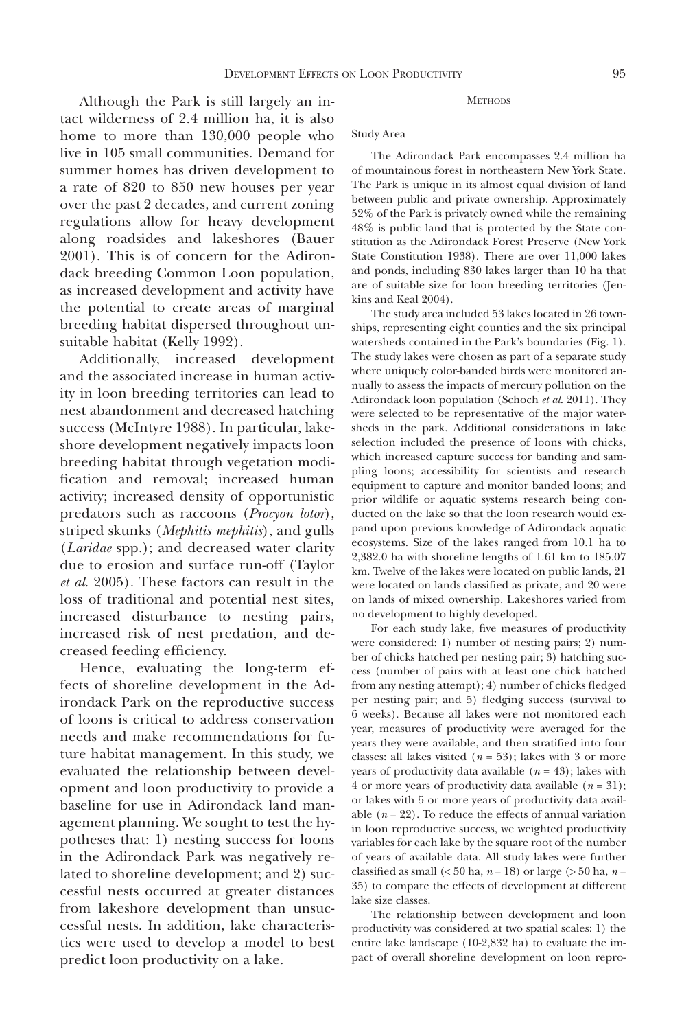Although the Park is still largely an intact wilderness of 2.4 million ha, it is also home to more than 130,000 people who live in 105 small communities. Demand for summer homes has driven development to a rate of 820 to 850 new houses per year over the past 2 decades, and current zoning regulations allow for heavy development along roadsides and lakeshores (Bauer 2001). This is of concern for the Adirondack breeding Common Loon population, as increased development and activity have the potential to create areas of marginal breeding habitat dispersed throughout unsuitable habitat (Kelly 1992).

Additionally, increased development and the associated increase in human activity in loon breeding territories can lead to nest abandonment and decreased hatching success (McIntyre 1988). In particular, lakeshore development negatively impacts loon breeding habitat through vegetation modification and removal; increased human activity; increased density of opportunistic predators such as raccoons (*Procyon lotor*), striped skunks (*Mephitis mephitis*), and gulls (*Laridae* spp.); and decreased water clarity due to erosion and surface run-off (Taylor *et al.* 2005). These factors can result in the loss of traditional and potential nest sites, increased disturbance to nesting pairs, increased risk of nest predation, and decreased feeding efficiency.

Hence, evaluating the long-term effects of shoreline development in the Adirondack Park on the reproductive success of loons is critical to address conservation needs and make recommendations for future habitat management. In this study, we evaluated the relationship between development and loon productivity to provide a baseline for use in Adirondack land management planning. We sought to test the hypotheses that: 1) nesting success for loons in the Adirondack Park was negatively related to shoreline development; and 2) successful nests occurred at greater distances from lakeshore development than unsuccessful nests. In addition, lake characteristics were used to develop a model to best predict loon productivity on a lake.

## Methods

### Study Area

The Adirondack Park encompasses 2.4 million ha of mountainous forest in northeastern New York State. The Park is unique in its almost equal division of land between public and private ownership. Approximately 52% of the Park is privately owned while the remaining 48% is public land that is protected by the State constitution as the Adirondack Forest Preserve (New York State Constitution 1938). There are over 11,000 lakes and ponds, including 830 lakes larger than 10 ha that are of suitable size for loon breeding territories (Jenkins and Keal 2004).

The study area included 53 lakes located in 26 townships, representing eight counties and the six principal watersheds contained in the Park's boundaries (Fig. 1). The study lakes were chosen as part of a separate study where uniquely color-banded birds were monitored annually to assess the impacts of mercury pollution on the Adirondack loon population (Schoch *et al.* 2011). They were selected to be representative of the major watersheds in the park. Additional considerations in lake selection included the presence of loons with chicks, which increased capture success for banding and sampling loons; accessibility for scientists and research equipment to capture and monitor banded loons; and prior wildlife or aquatic systems research being conducted on the lake so that the loon research would expand upon previous knowledge of Adirondack aquatic ecosystems. Size of the lakes ranged from 10.1 ha to 2,382.0 ha with shoreline lengths of 1.61 km to 185.07 km. Twelve of the lakes were located on public lands, 21 were located on lands classified as private, and 20 were on lands of mixed ownership. Lakeshores varied from no development to highly developed.

For each study lake, five measures of productivity were considered: 1) number of nesting pairs; 2) number of chicks hatched per nesting pair; 3) hatching success (number of pairs with at least one chick hatched from any nesting attempt); 4) number of chicks fledged per nesting pair; and 5) fledging success (survival to 6 weeks). Because all lakes were not monitored each year, measures of productivity were averaged for the years they were available, and then stratified into four classes: all lakes visited ($n = 53$); lakes with 3 or more years of productivity data available ($n = 43$); lakes with 4 or more years of productivity data available ($n = 31$); or lakes with 5 or more years of productivity data available ($n = 22$). To reduce the effects of annual variation in loon reproductive success, we weighted productivity variables for each lake by the square root of the number of years of available data. All study lakes were further classified as small (< 50 ha, $n = 18$) or large (> 50 ha, $n = 35$) to compare the effects of development at different lake size classes.

The relationship between development and loon productivity was considered at two spatial scales: 1) the entire lake landscape (10-2,832 ha) to evaluate the impact of overall shoreline development on loon repro-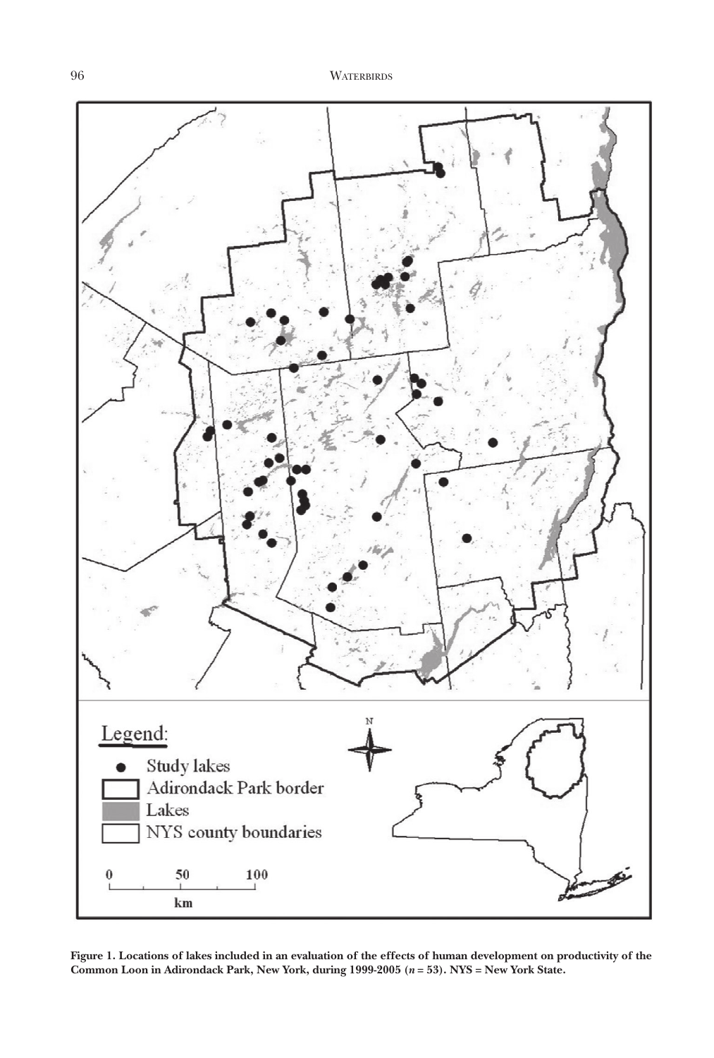Figure 1. Locations of lakes included in an evaluation of the effects of human development on productivity of the Common Loon in Adirondack Park, New York, during 1999-2005 ($n$ = 53). NYS = New York State.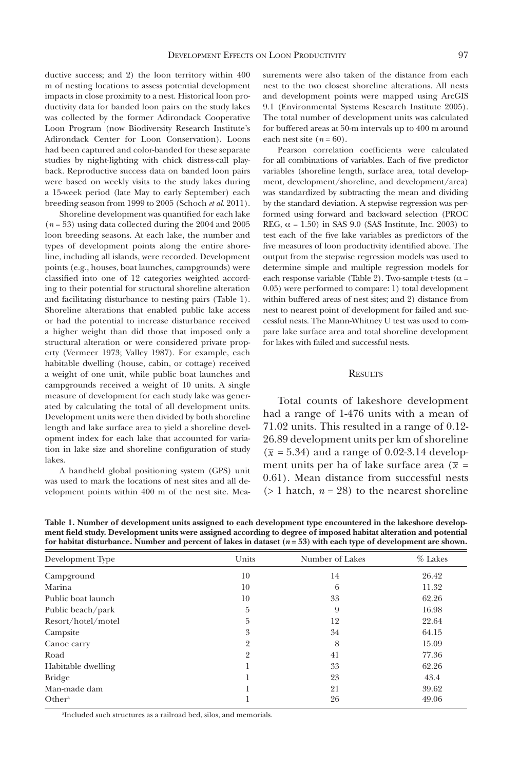ductive success; and 2) the loon territory within 400 m of nesting locations to assess potential development impacts in close proximity to a nest. Historical loon productivity data for banded loon pairs on the study lakes was collected by the former Adirondack Cooperative Loon Program (now Biodiversity Research Institute's Adirondack Center for Loon Conservation). Loons had been captured and color-banded for these separate studies by night-lighting with chick distress-call playback. Reproductive success data on banded loon pairs were based on weekly visits to the study lakes during a 15-week period (late May to early September) each breeding season from 1999 to 2005 (Schoch *et al.* 2011).

Shoreline development was quantified for each lake ($n = 53$) using data collected during the 2004 and 2005 loon breeding seasons. At each lake, the number and types of development points along the entire shoreline, including all islands, were recorded. Development points (e.g., houses, boat launches, campgrounds) were classified into one of 12 categories weighted according to their potential for structural shoreline alteration and facilitating disturbance to nesting pairs (Table 1). Shoreline alterations that enabled public lake access or had the potential to increase disturbance received a higher weight than did those that imposed only a structural alteration or were considered private property (Vermeer 1973; Valley 1987). For example, each habitable dwelling (house, cabin, or cottage) received a weight of one unit, while public boat launches and campgrounds received a weight of 10 units. A single measure of development for each study lake was generated by calculating the total of all development units. Development units were then divided by both shoreline length and lake surface area to yield a shoreline development index for each lake that accounted for variation in lake size and shoreline configuration of study lakes.

A handheld global positioning system (GPS) unit was used to mark the locations of nest sites and all development points within 400 m of the nest site. Measurements were also taken of the distance from each nest to the two closest shoreline alterations. All nests and development points were mapped using ArcGIS 9.1 (Environmental Systems Research Institute 2005). The total number of development units was calculated for buffered areas at 50-m intervals up to 400 m around each nest site ($n = 60$).

Pearson correlation coefficients were calculated for all combinations of variables. Each of five predictor variables (shoreline length, surface area, total development, development/shoreline, and development/area) was standardized by subtracting the mean and dividing by the standard deviation. A stepwise regression was performed using forward and backward selection (PROC REG, $\alpha = 1.50$) in SAS 9.0 (SAS Institute, Inc. 2003) to test each of the five lake variables as predictors of the five measures of loon productivity identified above. The output from the stepwise regression models was used to determine simple and multiple regression models for each response variable (Table 2). Two-sample t-tests ($\alpha = 0.05$) were performed to compare: 1) total development within buffered areas of nest sites; and 2) distance from nest to nearest point of development for failed and successful nests. The Mann-Whitney U test was used to compare lake surface area and total shoreline development for lakes with failed and successful nests.

## Results

Total counts of lakeshore development had a range of 1-476 units with a mean of 71.02 units. This resulted in a range of 0.12-26.89 development units per km of shoreline ($\bar{x} = 5.34$) and a range of 0.02-3.14 development units per ha of lake surface area ($\bar{x} = 0.61$). Mean distance from successful nests ($> 1$ hatch, $n = 28$) to the nearest shoreline

**Table 1. Number of development units assigned to each development type encountered in the lakeshore development field study. Development units were assigned according to degree of imposed habitat alteration and potential for habitat disturbance. Number and percent of lakes in dataset ($n = 53$) with each type of development are shown.**

| Development Type | Units | Number of Lakes | % Lakes |
|---|---|---|---|
| Campground | 10 | 14 | 26.42 |
| Marina | 10 | 6 | 11.32 |
| Public boat launch | 10 | 33 | 62.26 |
| Public beach/park | 5 | 9 | 16.98 |
| Resort/hotel/motel | 5 | 12 | 22.64 |
| Campsite | 3 | 34 | 64.15 |
| Canoe carry | 2 | 8 | 15.09 |
| Road | 2 | 41 | 77.36 |
| Habitable dwelling | 1 | 33 | 62.26 |
| Bridge | 1 | 23 | 43.4 |
| Man-made dam | 1 | 21 | 39.62 |
| Other[a] | 1 | 26 | 49.06 |

[a]Included such structures as a railroad bed, silos, and memorials.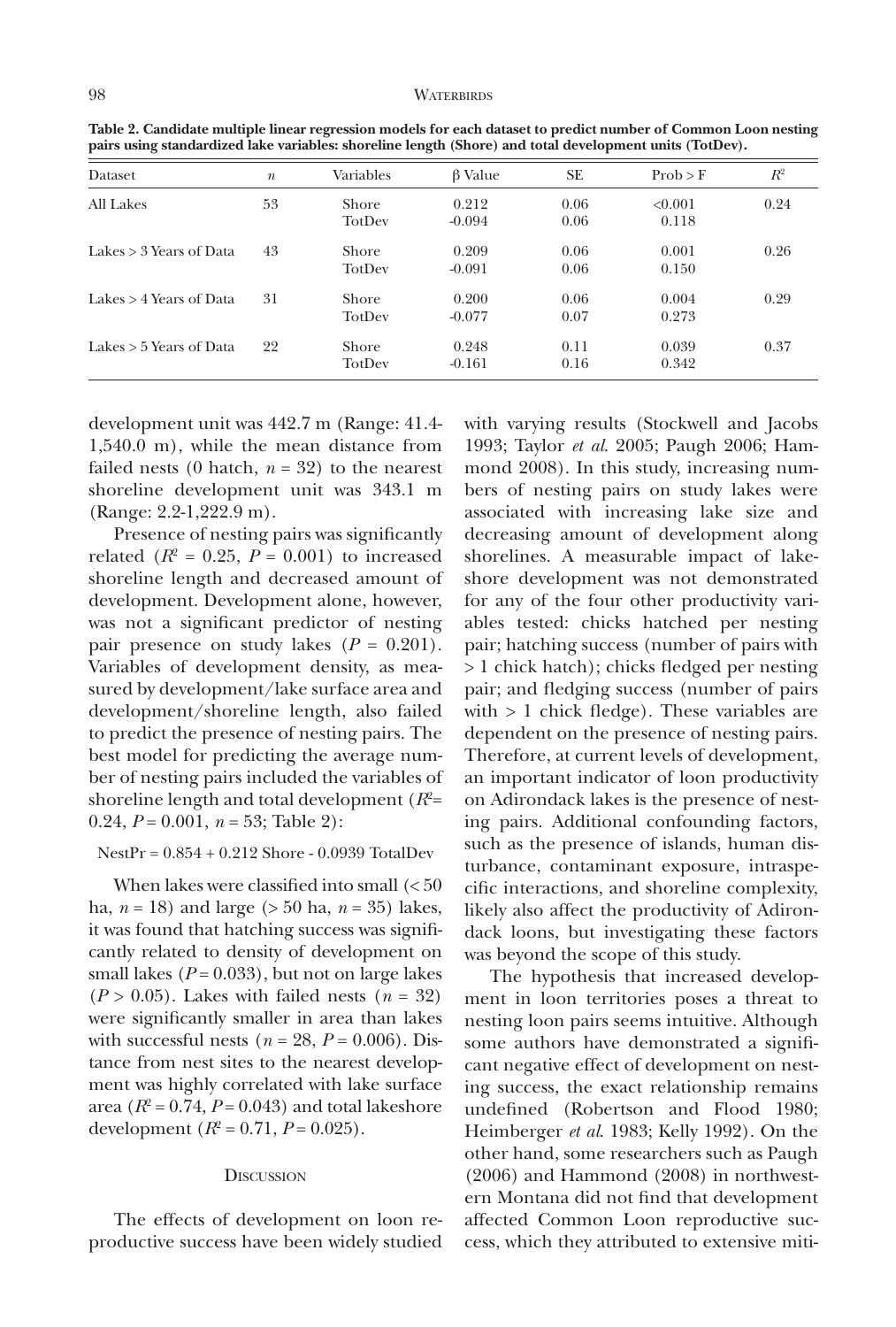**Table 2. Candidate multiple linear regression models for each dataset to predict number of Common Loon nesting pairs using standardized lake variables: shoreline length (Shore) and total development units (TotDev).**

| Dataset | $n$ | Variables | β Value | SE | Prob > F | $R^2$ |
|---|---|---|---|---|---|---|
| All Lakes | 53 | Shore | 0.212 | 0.06 | <0.001 | 0.24 |
| | | TotDev | -0.094 | 0.06 | 0.118 | |
| Lakes > 3 Years of Data | 43 | Shore | 0.209 | 0.06 | 0.001 | 0.26 |
| | | TotDev | -0.091 | 0.06 | 0.150 | |
| Lakes > 4 Years of Data | 31 | Shore | 0.200 | 0.06 | 0.004 | 0.29 |
| | | TotDev | -0.077 | 0.07 | 0.273 | |
| Lakes > 5 Years of Data | 22 | Shore | 0.248 | 0.11 | 0.039 | 0.37 |
| | | TotDev | -0.161 | 0.16 | 0.342 | |

development unit was 442.7 m (Range: 41.4-1,540.0 m), while the mean distance from failed nests (0 hatch, $n = 32$) to the nearest shoreline development unit was 343.1 m (Range: 2.2-1,222.9 m).

Presence of nesting pairs was significantly related ($R^2 = 0.25$, $P = 0.001$) to increased shoreline length and decreased amount of development. Development alone, however, was not a significant predictor of nesting pair presence on study lakes ($P = 0.201$). Variables of development density, as measured by development/lake surface area and development/shoreline length, also failed to predict the presence of nesting pairs. The best model for predicting the average number of nesting pairs included the variables of shoreline length and total development ($R^2 = 0.24$, $P = 0.001$, $n = 53$; Table 2):

$$\text{NestPr} = 0.854 + 0.212\ \text{Shore} - 0.0939\ \text{TotalDev}$$

When lakes were classified into small (< 50 ha, $n = 18$) and large (> 50 ha, $n = 35$) lakes, it was found that hatching success was significantly related to density of development on small lakes ($P = 0.033$), but not on large lakes ($P > 0.05$). Lakes with failed nests ($n = 32$) were significantly smaller in area than lakes with successful nests ($n = 28$, $P = 0.006$). Distance from nest sites to the nearest development was highly correlated with lake surface area ($R^2 = 0.74$, $P = 0.043$) and total lakeshore development ($R^2 = 0.71$, $P = 0.025$).

## Discussion

The effects of development on loon reproductive success have been widely studied with varying results (Stockwell and Jacobs 1993; Taylor *et al.* 2005; Paugh 2006; Hammond 2008). In this study, increasing numbers of nesting pairs on study lakes were associated with increasing lake size and decreasing amount of development along shorelines. A measurable impact of lakeshore development was not demonstrated for any of the four other productivity variables tested: chicks hatched per nesting pair; hatching success (number of pairs with > 1 chick hatch); chicks fledged per nesting pair; and fledging success (number of pairs with > 1 chick fledge). These variables are dependent on the presence of nesting pairs. Therefore, at current levels of development, an important indicator of loon productivity on Adirondack lakes is the presence of nesting pairs. Additional confounding factors, such as the presence of islands, human disturbance, contaminant exposure, intraspecific interactions, and shoreline complexity, likely also affect the productivity of Adirondack loons, but investigating these factors was beyond the scope of this study.

The hypothesis that increased development in loon territories poses a threat to nesting loon pairs seems intuitive. Although some authors have demonstrated a significant negative effect of development on nesting success, the exact relationship remains undefined (Robertson and Flood 1980; Heimberger *et al.* 1983; Kelly 1992). On the other hand, some researchers such as Paugh (2006) and Hammond (2008) in northwestern Montana did not find that development affected Common Loon reproductive success, which they attributed to extensive miti-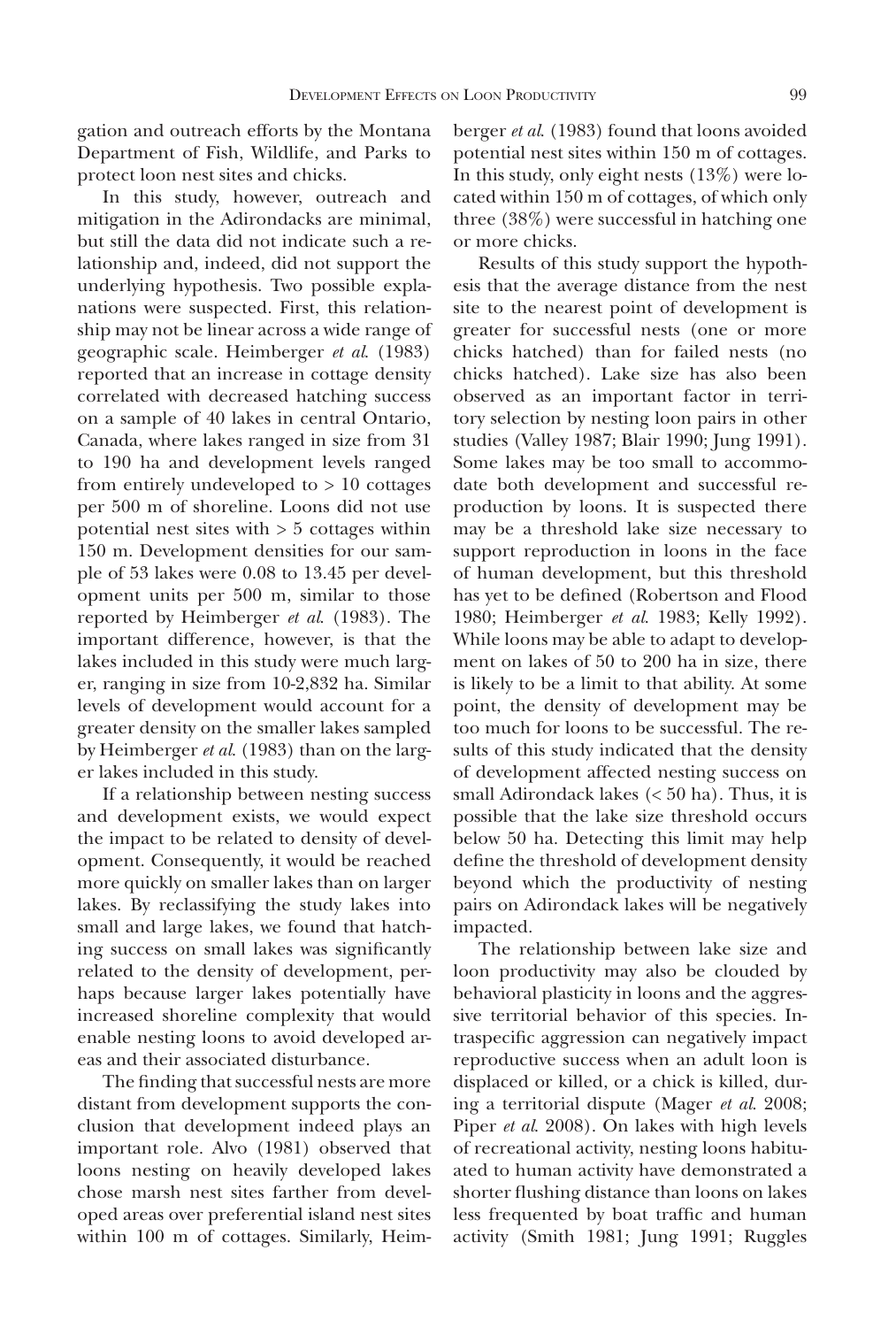gation and outreach efforts by the Montana Department of Fish, Wildlife, and Parks to protect loon nest sites and chicks.

In this study, however, outreach and mitigation in the Adirondacks are minimal, but still the data did not indicate such a relationship and, indeed, did not support the underlying hypothesis. Two possible explanations were suspected. First, this relationship may not be linear across a wide range of geographic scale. Heimberger *et al.* (1983) reported that an increase in cottage density correlated with decreased hatching success on a sample of 40 lakes in central Ontario, Canada, where lakes ranged in size from 31 to 190 ha and development levels ranged from entirely undeveloped to > 10 cottages per 500 m of shoreline. Loons did not use potential nest sites with > 5 cottages within 150 m. Development densities for our sample of 53 lakes were 0.08 to 13.45 per development units per 500 m, similar to those reported by Heimberger *et al.* (1983). The important difference, however, is that the lakes included in this study were much larger, ranging in size from 10-2,832 ha. Similar levels of development would account for a greater density on the smaller lakes sampled by Heimberger *et al.* (1983) than on the larger lakes included in this study.

If a relationship between nesting success and development exists, we would expect the impact to be related to density of development. Consequently, it would be reached more quickly on smaller lakes than on larger lakes. By reclassifying the study lakes into small and large lakes, we found that hatching success on small lakes was significantly related to the density of development, perhaps because larger lakes potentially have increased shoreline complexity that would enable nesting loons to avoid developed areas and their associated disturbance.

The finding that successful nests are more distant from development supports the conclusion that development indeed plays an important role. Alvo (1981) observed that loons nesting on heavily developed lakes chose marsh nest sites farther from developed areas over preferential island nest sites within 100 m of cottages. Similarly, Heimberger *et al.* (1983) found that loons avoided potential nest sites within 150 m of cottages. In this study, only eight nests (13%) were located within 150 m of cottages, of which only three (38%) were successful in hatching one or more chicks.

Results of this study support the hypothesis that the average distance from the nest site to the nearest point of development is greater for successful nests (one or more chicks hatched) than for failed nests (no chicks hatched). Lake size has also been observed as an important factor in territory selection by nesting loon pairs in other studies (Valley 1987; Blair 1990; Jung 1991). Some lakes may be too small to accommodate both development and successful reproduction by loons. It is suspected there may be a threshold lake size necessary to support reproduction in loons in the face of human development, but this threshold has yet to be defined (Robertson and Flood 1980; Heimberger *et al.* 1983; Kelly 1992). While loons may be able to adapt to development on lakes of 50 to 200 ha in size, there is likely to be a limit to that ability. At some point, the density of development may be too much for loons to be successful. The results of this study indicated that the density of development affected nesting success on small Adirondack lakes (< 50 ha). Thus, it is possible that the lake size threshold occurs below 50 ha. Detecting this limit may help define the threshold of development density beyond which the productivity of nesting pairs on Adirondack lakes will be negatively impacted.

The relationship between lake size and loon productivity may also be clouded by behavioral plasticity in loons and the aggressive territorial behavior of this species. Intraspecific aggression can negatively impact reproductive success when an adult loon is displaced or killed, or a chick is killed, during a territorial dispute (Mager *et al.* 2008; Piper *et al.* 2008). On lakes with high levels of recreational activity, nesting loons habituated to human activity have demonstrated a shorter flushing distance than loons on lakes less frequented by boat traffic and human activity (Smith 1981; Jung 1991; Ruggles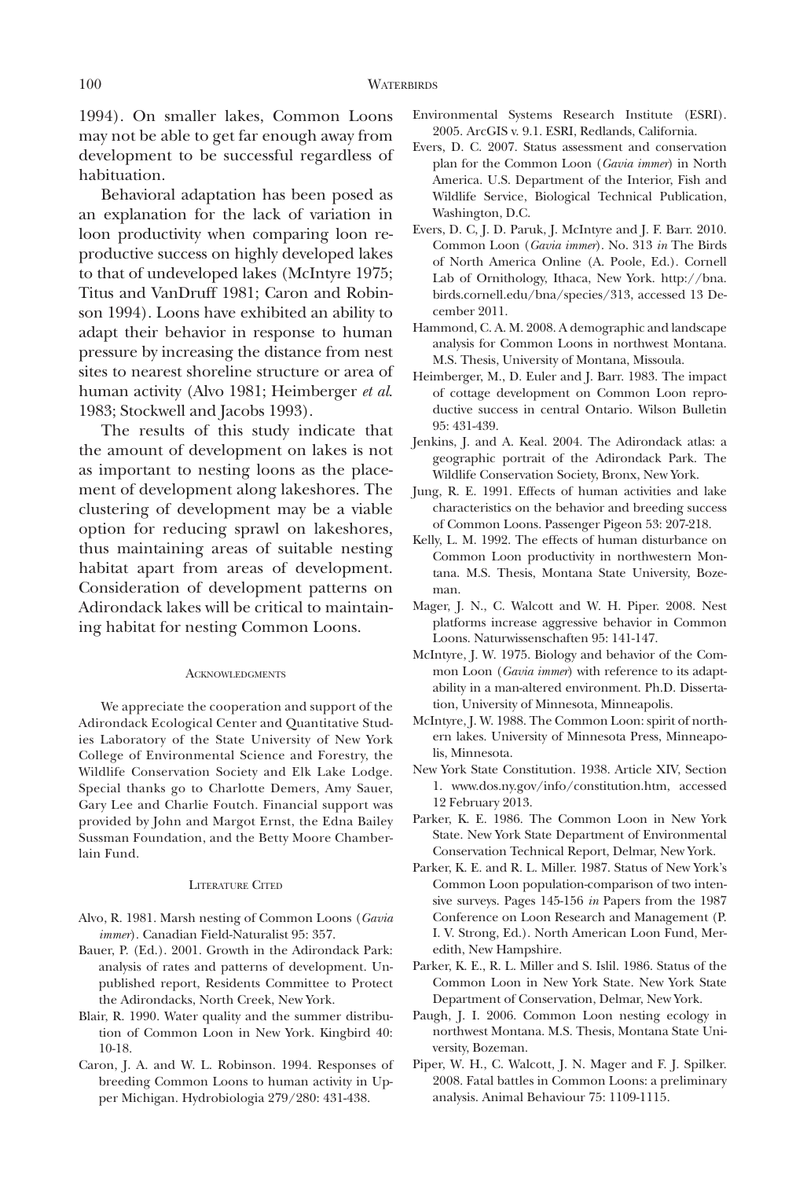1994). On smaller lakes, Common Loons may not be able to get far enough away from development to be successful regardless of habituation.

Behavioral adaptation has been posed as an explanation for the lack of variation in loon productivity when comparing loon reproductive success on highly developed lakes to that of undeveloped lakes (McIntyre 1975; Titus and VanDruff 1981; Caron and Robinson 1994). Loons have exhibited an ability to adapt their behavior in response to human pressure by increasing the distance from nest sites to nearest shoreline structure or area of human activity (Alvo 1981; Heimberger *et al.* 1983; Stockwell and Jacobs 1993).

The results of this study indicate that the amount of development on lakes is not as important to nesting loons as the placement of development along lakeshores. The clustering of development may be a viable option for reducing sprawl on lakeshores, thus maintaining areas of suitable nesting habitat apart from areas of development. Consideration of development patterns on Adirondack lakes will be critical to maintaining habitat for nesting Common Loons.

## Acknowledgments

We appreciate the cooperation and support of the Adirondack Ecological Center and Quantitative Studies Laboratory of the State University of New York College of Environmental Science and Forestry, the Wildlife Conservation Society and Elk Lake Lodge. Special thanks go to Charlotte Demers, Amy Sauer, Gary Lee and Charlie Foutch. Financial support was provided by John and Margot Ernst, the Edna Bailey Sussman Foundation, and the Betty Moore Chamberlain Fund.

## Literature Cited

Alvo, R. 1981. Marsh nesting of Common Loons (*Gavia immer*). Canadian Field-Naturalist 95: 357.

Bauer, P. (Ed.). 2001. Growth in the Adirondack Park: analysis of rates and patterns of development. Unpublished report, Residents Committee to Protect the Adirondacks, North Creek, New York.

Blair, R. 1990. Water quality and the summer distribution of Common Loon in New York. Kingbird 40: 10-18.

Caron, J. A. and W. L. Robinson. 1994. Responses of breeding Common Loons to human activity in Upper Michigan. Hydrobiologia 279/280: 431-438.

Environmental Systems Research Institute (ESRI). 2005. ArcGIS v. 9.1. ESRI, Redlands, California.

Evers, D. C. 2007. Status assessment and conservation plan for the Common Loon (*Gavia immer*) in North America. U.S. Department of the Interior, Fish and Wildlife Service, Biological Technical Publication, Washington, D.C.

Evers, D. C, J. D. Paruk, J. McIntyre and J. F. Barr. 2010. Common Loon (*Gavia immer*). No. 313 *in* The Birds of North America Online (A. Poole, Ed.). Cornell Lab of Ornithology, Ithaca, New York. http://bna.birds.cornell.edu/bna/species/313, accessed 13 December 2011.

Hammond, C. A. M. 2008. A demographic and landscape analysis for Common Loons in northwest Montana. M.S. Thesis, University of Montana, Missoula.

Heimberger, M., D. Euler and J. Barr. 1983. The impact of cottage development on Common Loon reproductive success in central Ontario. Wilson Bulletin 95: 431-439.

Jenkins, J. and A. Keal. 2004. The Adirondack atlas: a geographic portrait of the Adirondack Park. The Wildlife Conservation Society, Bronx, New York.

Jung, R. E. 1991. Effects of human activities and lake characteristics on the behavior and breeding success of Common Loons. Passenger Pigeon 53: 207-218.

Kelly, L. M. 1992. The effects of human disturbance on Common Loon productivity in northwestern Montana. M.S. Thesis, Montana State University, Bozeman.

Mager, J. N., C. Walcott and W. H. Piper. 2008. Nest platforms increase aggressive behavior in Common Loons. Naturwissenschaften 95: 141-147.

McIntyre, J. W. 1975. Biology and behavior of the Common Loon (*Gavia immer*) with reference to its adaptability in a man-altered environment. Ph.D. Dissertation, University of Minnesota, Minneapolis.

McIntyre, J. W. 1988. The Common Loon: spirit of northern lakes. University of Minnesota Press, Minneapolis, Minnesota.

New York State Constitution. 1938. Article XIV, Section 1. www.dos.ny.gov/info/constitution.htm, accessed 12 February 2013.

Parker, K. E. 1986. The Common Loon in New York State. New York State Department of Environmental Conservation Technical Report, Delmar, New York.

Parker, K. E. and R. L. Miller. 1987. Status of New York's Common Loon population-comparison of two intensive surveys. Pages 145-156 *in* Papers from the 1987 Conference on Loon Research and Management (P. I. V. Strong, Ed.). North American Loon Fund, Meredith, New Hampshire.

Parker, K. E., R. L. Miller and S. Islil. 1986. Status of the Common Loon in New York State. New York State Department of Conservation, Delmar, New York.

Paugh, J. I. 2006. Common Loon nesting ecology in northwest Montana. M.S. Thesis, Montana State University, Bozeman.

Piper, W. H., C. Walcott, J. N. Mager and F. J. Spilker. 2008. Fatal battles in Common Loons: a preliminary analysis. Animal Behaviour 75: 1109-1115.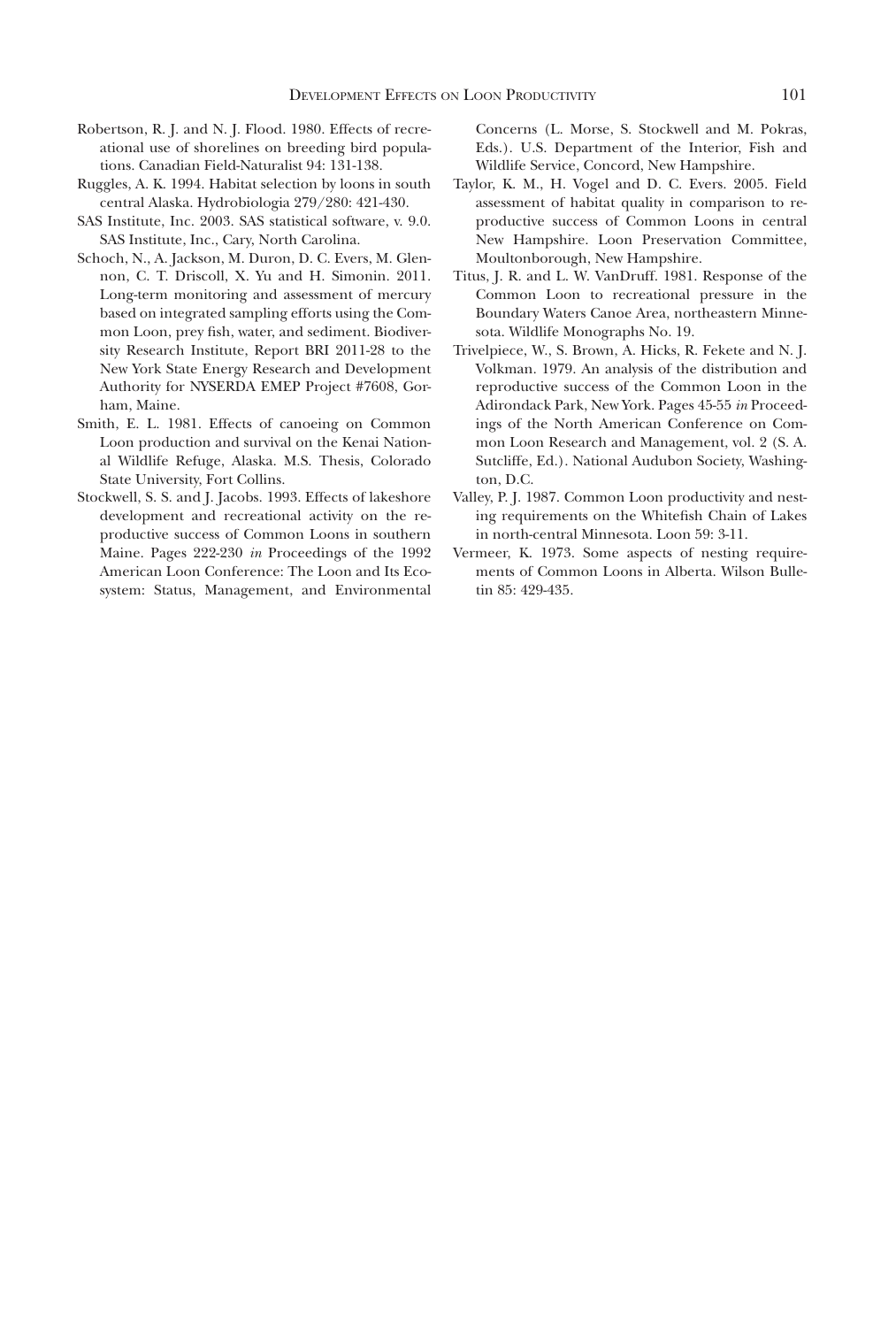Robertson, R. J. and N. J. Flood. 1980. Effects of recreational use of shorelines on breeding bird populations. Canadian Field-Naturalist 94: 131-138.

Ruggles, A. K. 1994. Habitat selection by loons in south central Alaska. Hydrobiologia 279/280: 421-430.

SAS Institute, Inc. 2003. SAS statistical software, v. 9.0. SAS Institute, Inc., Cary, North Carolina.

Schoch, N., A. Jackson, M. Duron, D. C. Evers, M. Glennon, C. T. Driscoll, X. Yu and H. Simonin. 2011. Long-term monitoring and assessment of mercury based on integrated sampling efforts using the Common Loon, prey fish, water, and sediment. Biodiversity Research Institute, Report BRI 2011-28 to the New York State Energy Research and Development Authority for NYSERDA EMEP Project #7608, Gorham, Maine.

Smith, E. L. 1981. Effects of canoeing on Common Loon production and survival on the Kenai National Wildlife Refuge, Alaska. M.S. Thesis, Colorado State University, Fort Collins.

Stockwell, S. S. and J. Jacobs. 1993. Effects of lakeshore development and recreational activity on the reproductive success of Common Loons in southern Maine. Pages 222-230 *in* Proceedings of the 1992 American Loon Conference: The Loon and Its Ecosystem: Status, Management, and Environmental Concerns (L. Morse, S. Stockwell and M. Pokras, Eds.). U.S. Department of the Interior, Fish and Wildlife Service, Concord, New Hampshire.

Taylor, K. M., H. Vogel and D. C. Evers. 2005. Field assessment of habitat quality in comparison to reproductive success of Common Loons in central New Hampshire. Loon Preservation Committee, Moultonborough, New Hampshire.

Titus, J. R. and L. W. VanDruff. 1981. Response of the Common Loon to recreational pressure in the Boundary Waters Canoe Area, northeastern Minnesota. Wildlife Monographs No. 19.

Trivelpiece, W., S. Brown, A. Hicks, R. Fekete and N. J. Volkman. 1979. An analysis of the distribution and reproductive success of the Common Loon in the Adirondack Park, New York. Pages 45-55 *in* Proceedings of the North American Conference on Common Loon Research and Management, vol. 2 (S. A. Sutcliffe, Ed.). National Audubon Society, Washington, D.C.

Valley, P. J. 1987. Common Loon productivity and nesting requirements on the Whitefish Chain of Lakes in north-central Minnesota. Loon 59: 3-11.

Vermeer, K. 1973. Some aspects of nesting requirements of Common Loons in Alberta. Wilson Bulletin 85: 429-435.